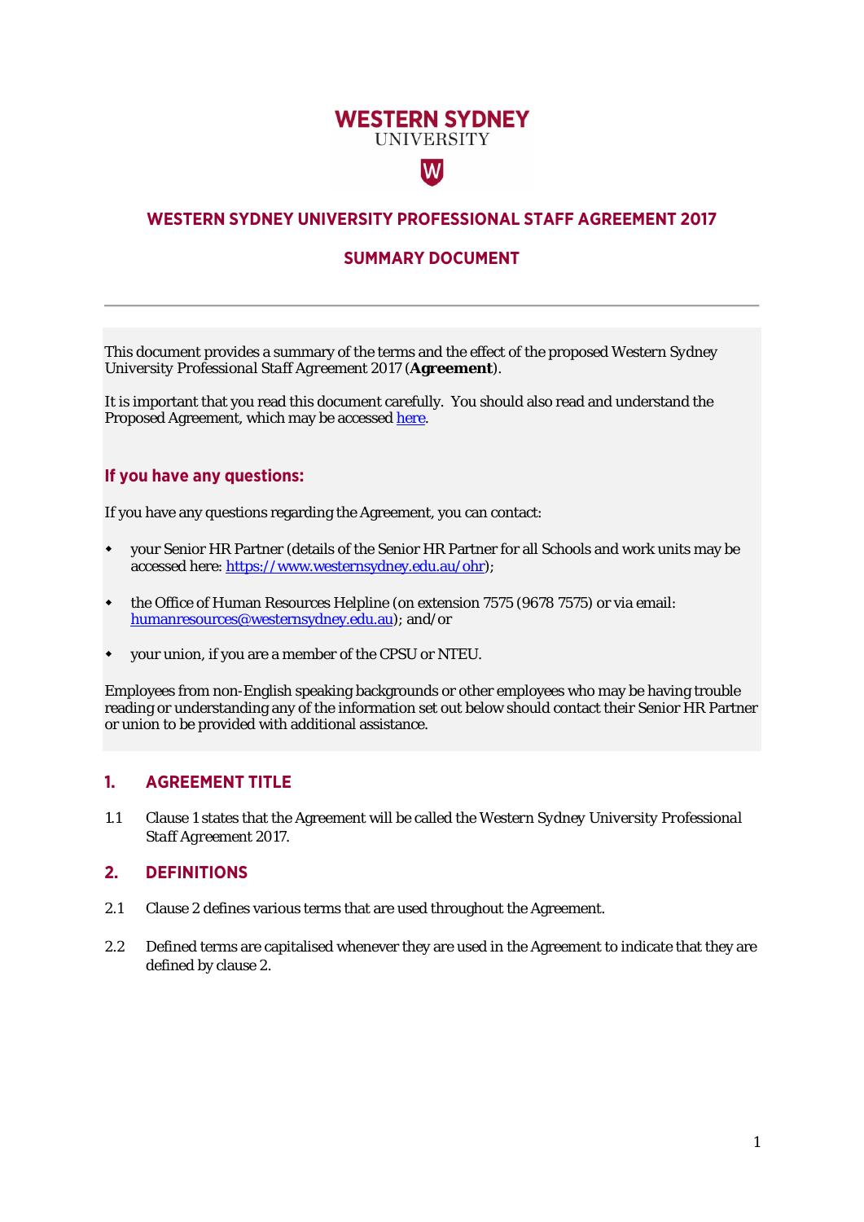WESTERN SYDNEY
UNIVERSITY

# WESTERN SYDNEY UNIVERSITY PROFESSIONAL STAFF AGREEMENT 2017

## SUMMARY DOCUMENT

---

This document provides a summary of the terms and the effect of the proposed Western Sydney University Professional Staff Agreement 2017 (**Agreement**).

It is important that you read this document carefully. You should also read and understand the Proposed Agreement, which may be accessed here.

### If you have any questions:

If you have any questions regarding the Agreement, you can contact:

- your Senior HR Partner (details of the Senior HR Partner for all Schools and work units may be accessed here: https://www.westernsydney.edu.au/ohr);
- the Office of Human Resources Helpline (on extension 7575 (9678 7575) or via email: humanresources@westernsydney.edu.au); and/or
- your union, if you are a member of the CPSU or NTEU.

Employees from non-English speaking backgrounds or other employees who may be having trouble reading or understanding any of the information set out below should contact their Senior HR Partner or union to be provided with additional assistance.

## 1. AGREEMENT TITLE

1.1 Clause 1 states that the Agreement will be called the Western Sydney University *Professional Staff Agreement 2017*.

## 2. DEFINITIONS

2.1 Clause 2 defines various terms that are used throughout the Agreement.

2.2 Defined terms are capitalised whenever they are used in the Agreement to indicate that they are defined by clause 2.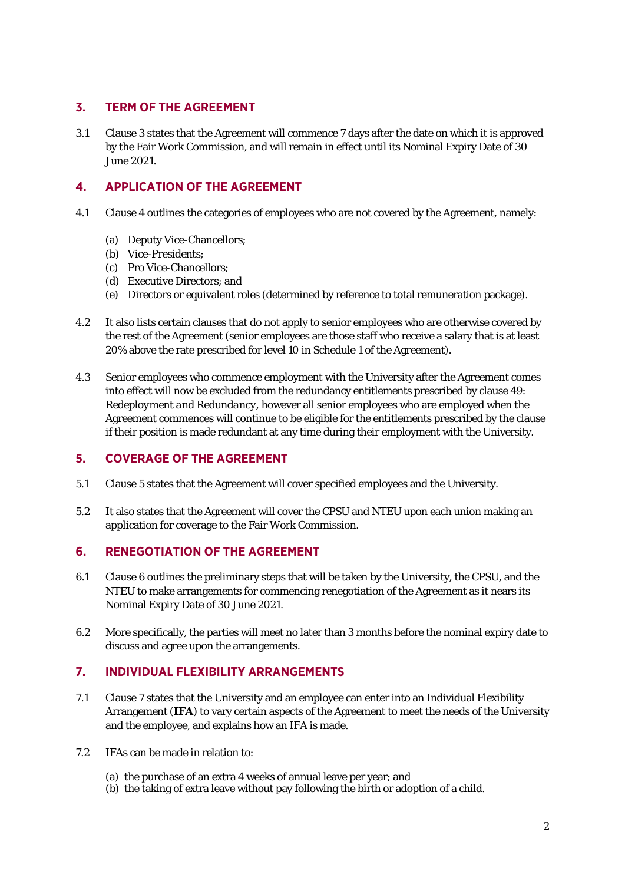## 3. TERM OF THE AGREEMENT

3.1 Clause 3 states that the Agreement will commence 7 days after the date on which it is approved by the Fair Work Commission, and will remain in effect until its Nominal Expiry Date of 30 June 2021.

## 4. APPLICATION OF THE AGREEMENT

4.1 Clause 4 outlines the categories of employees who are not covered by the Agreement, namely:

(a) Deputy Vice-Chancellors;
(b) Vice-Presidents;
(c) Pro Vice-Chancellors;
(d) Executive Directors; and
(e) Directors or equivalent roles (determined by reference to total remuneration package).

4.2 It also lists certain clauses that do not apply to senior employees who are otherwise covered by the rest of the Agreement (senior employees are those staff who receive a salary that is at least 20% above the rate prescribed for level 10 in Schedule 1 of the Agreement).

4.3 Senior employees who commence employment with the University after the Agreement comes into effect will now be excluded from the redundancy entitlements prescribed by clause 49: *Redeployment and Redundancy*, however all senior employees who are employed when the Agreement commences will continue to be eligible for the entitlements prescribed by the clause if their position is made redundant at any time during their employment with the University.

## 5. COVERAGE OF THE AGREEMENT

5.1 Clause 5 states that the Agreement will cover specified employees and the University.

5.2 It also states that the Agreement will cover the CPSU and NTEU upon each union making an application for coverage to the Fair Work Commission.

## 6. RENEGOTIATION OF THE AGREEMENT

6.1 Clause 6 outlines the preliminary steps that will be taken by the University, the CPSU, and the NTEU to make arrangements for commencing renegotiation of the Agreement as it nears its Nominal Expiry Date of 30 June 2021.

6.2 More specifically, the parties will meet no later than 3 months before the nominal expiry date to discuss and agree upon the arrangements.

## 7. INDIVIDUAL FLEXIBILITY ARRANGEMENTS

7.1 Clause 7 states that the University and an employee can enter into an Individual Flexibility Arrangement (**IFA**) to vary certain aspects of the Agreement to meet the needs of the University and the employee, and explains how an IFA is made.

7.2 IFAs can be made in relation to:

(a) the purchase of an extra 4 weeks of annual leave per year; and
(b) the taking of extra leave without pay following the birth or adoption of a child.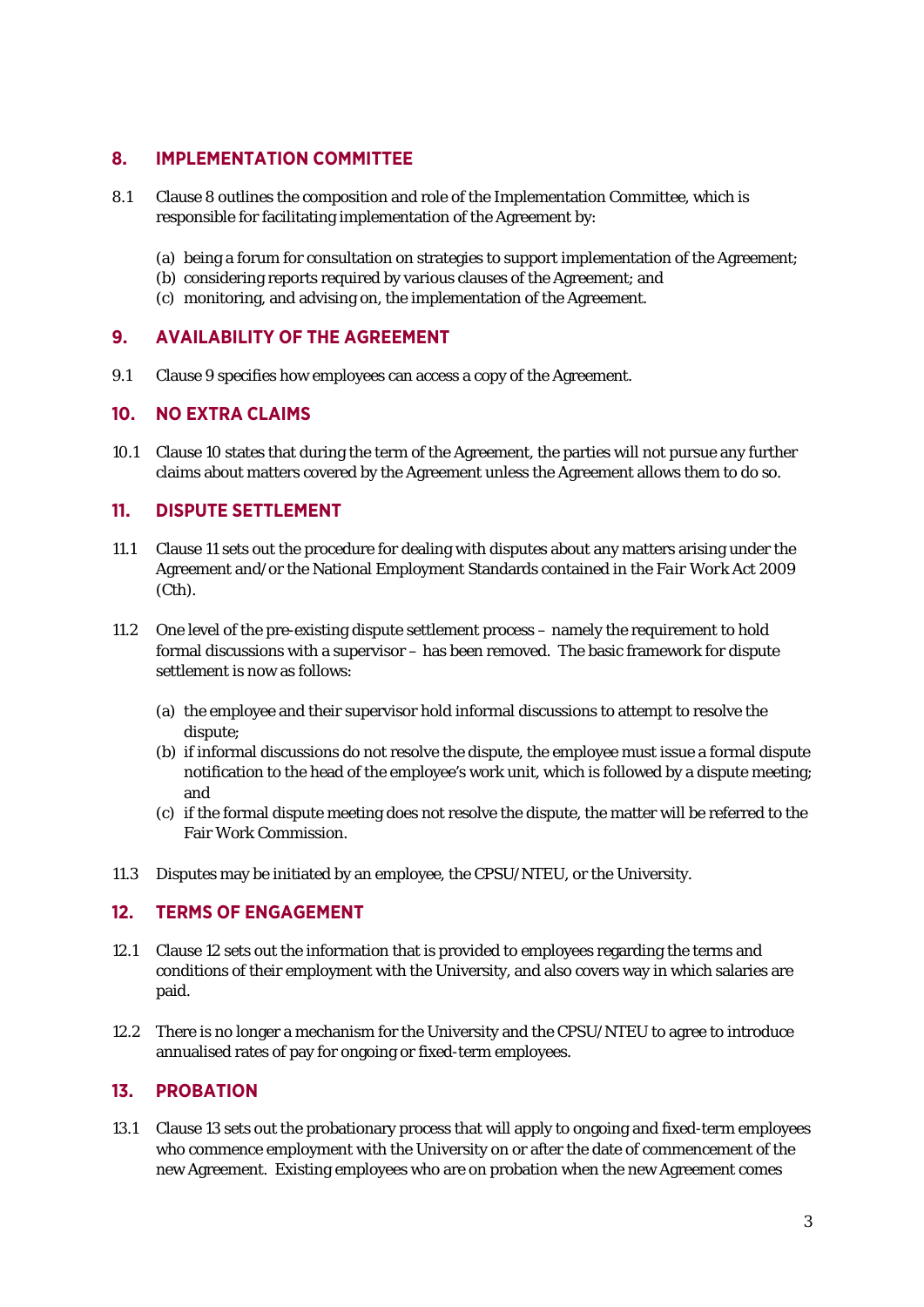## 8. IMPLEMENTATION COMMITTEE

8.1 Clause 8 outlines the composition and role of the Implementation Committee, which is responsible for facilitating implementation of the Agreement by:

(a) being a forum for consultation on strategies to support implementation of the Agreement;
(b) considering reports required by various clauses of the Agreement; and
(c) monitoring, and advising on, the implementation of the Agreement.

## 9. AVAILABILITY OF THE AGREEMENT

9.1 Clause 9 specifies how employees can access a copy of the Agreement.

## 10. NO EXTRA CLAIMS

10.1 Clause 10 states that during the term of the Agreement, the parties will not pursue any further claims about matters covered by the Agreement unless the Agreement allows them to do so.

## 11. DISPUTE SETTLEMENT

11.1 Clause 11 sets out the procedure for dealing with disputes about any matters arising under the Agreement and/or the National Employment Standards contained in the Fair Work Act 2009 (Cth).

11.2 One level of the pre-existing dispute settlement process – namely the requirement to hold formal discussions with a supervisor – has been removed. The basic framework for dispute settlement is now as follows:

(a) the employee and their supervisor hold informal discussions to attempt to resolve the dispute;
(b) if informal discussions do not resolve the dispute, the employee must issue a formal dispute notification to the head of the employee's work unit, which is followed by a dispute meeting; and
(c) if the formal dispute meeting does not resolve the dispute, the matter will be referred to the Fair Work Commission.

11.3 Disputes may be initiated by an employee, the CPSU/NTEU, or the University.

## 12. TERMS OF ENGAGEMENT

12.1 Clause 12 sets out the information that is provided to employees regarding the terms and conditions of their employment with the University, and also covers way in which salaries are paid.

12.2 There is no longer a mechanism for the University and the CPSU/NTEU to agree to introduce annualised rates of pay for ongoing or fixed-term employees.

## 13. PROBATION

13.1 Clause 13 sets out the probationary process that will apply to ongoing and fixed-term employees who commence employment with the University on or after the date of commencement of the new Agreement. Existing employees who are on probation when the new Agreement comes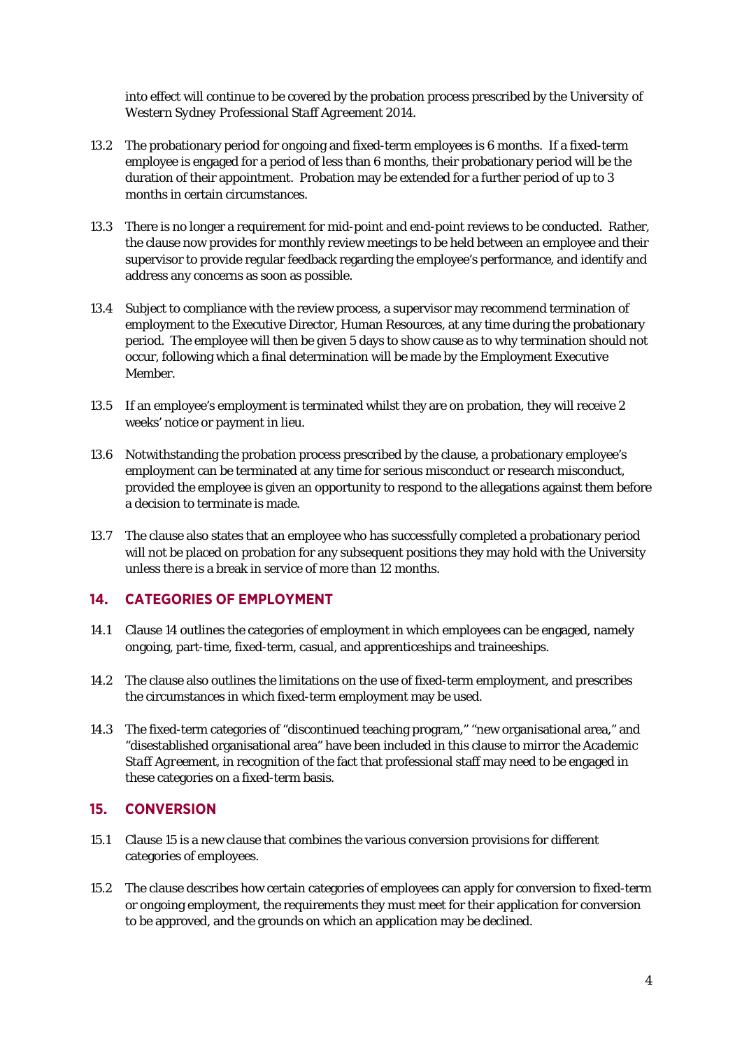into effect will continue to be covered by the probation process prescribed by the *University of Western Sydney Professional Staff Agreement 2014*.

13.2 The probationary period for ongoing and fixed-term employees is 6 months. If a fixed-term employee is engaged for a period of less than 6 months, their probationary period will be the duration of their appointment. Probation may be extended for a further period of up to 3 months in certain circumstances.

13.3 There is no longer a requirement for mid-point and end-point reviews to be conducted. Rather, the clause now provides for monthly review meetings to be held between an employee and their supervisor to provide regular feedback regarding the employee's performance, and identify and address any concerns as soon as possible.

13.4 Subject to compliance with the review process, a supervisor may recommend termination of employment to the Executive Director, Human Resources, at any time during the probationary period. The employee will then be given 5 days to show cause as to why termination should not occur, following which a final determination will be made by the Employment Executive Member.

13.5 If an employee's employment is terminated whilst they are on probation, they will receive 2 weeks' notice or payment in lieu.

13.6 Notwithstanding the probation process prescribed by the clause, a probationary employee's employment can be terminated at any time for serious misconduct or research misconduct, provided the employee is given an opportunity to respond to the allegations against them before a decision to terminate is made.

13.7 The clause also states that an employee who has successfully completed a probationary period will not be placed on probation for any subsequent positions they may hold with the University unless there is a break in service of more than 12 months.

## 14. CATEGORIES OF EMPLOYMENT

14.1 Clause 14 outlines the categories of employment in which employees can be engaged, namely ongoing, part-time, fixed-term, casual, and apprenticeships and traineeships.

14.2 The clause also outlines the limitations on the use of fixed-term employment, and prescribes the circumstances in which fixed-term employment may be used.

14.3 The fixed-term categories of "discontinued teaching program," "new organisational area," and "disestablished organisational area" have been included in this clause to mirror the *Academic Staff Agreement*, in recognition of the fact that professional staff may need to be engaged in these categories on a fixed-term basis.

## 15. CONVERSION

15.1 Clause 15 is a new clause that combines the various conversion provisions for different categories of employees.

15.2 The clause describes how certain categories of employees can apply for conversion to fixed-term or ongoing employment, the requirements they must meet for their application for conversion to be approved, and the grounds on which an application may be declined.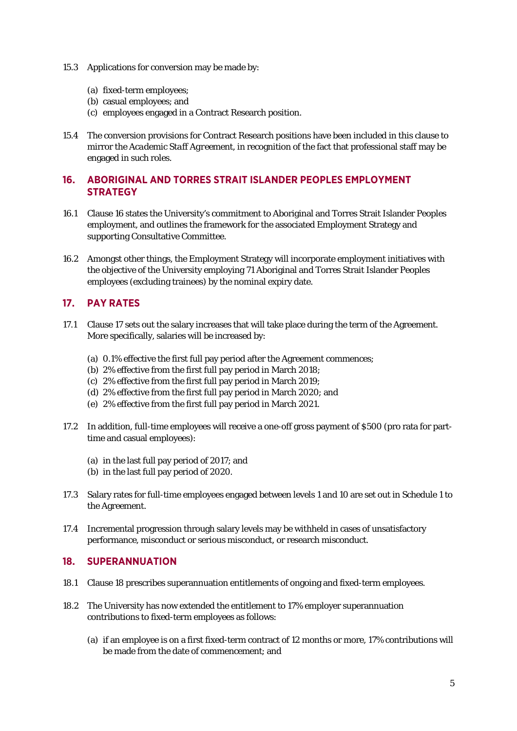15.3 Applications for conversion may be made by:

(a) fixed-term employees;
(b) casual employees; and
(c) employees engaged in a Contract Research position.

15.4 The conversion provisions for Contract Research positions have been included in this clause to mirror the *Academic Staff Agreement*, in recognition of the fact that professional staff may be engaged in such roles.

## 16. ABORIGINAL AND TORRES STRAIT ISLANDER PEOPLES EMPLOYMENT STRATEGY

16.1 Clause 16 states the University's commitment to Aboriginal and Torres Strait Islander Peoples employment, and outlines the framework for the associated Employment Strategy and supporting Consultative Committee.

16.2 Amongst other things, the Employment Strategy will incorporate employment initiatives with the objective of the University employing 71 Aboriginal and Torres Strait Islander Peoples employees (excluding trainees) by the nominal expiry date.

## 17. PAY RATES

17.1 Clause 17 sets out the salary increases that will take place during the term of the Agreement. More specifically, salaries will be increased by:

(a) 0.1% effective the first full pay period after the Agreement commences;
(b) 2% effective from the first full pay period in March 2018;
(c) 2% effective from the first full pay period in March 2019;
(d) 2% effective from the first full pay period in March 2020; and
(e) 2% effective from the first full pay period in March 2021.

17.2 In addition, full-time employees will receive a one-off gross payment of $500 (pro rata for part-time and casual employees):

(a) in the last full pay period of 2017; and
(b) in the last full pay period of 2020.

17.3 Salary rates for full-time employees engaged between levels 1 and 10 are set out in Schedule 1 to the Agreement.

17.4 Incremental progression through salary levels may be withheld in cases of unsatisfactory performance, misconduct or serious misconduct, or research misconduct.

## 18. SUPERANNUATION

18.1 Clause 18 prescribes superannuation entitlements of ongoing and fixed-term employees.

18.2 The University has now extended the entitlement to 17% employer superannuation contributions to fixed-term employees as follows:

(a) if an employee is on a first fixed-term contract of 12 months or more, 17% contributions will be made from the date of commencement; and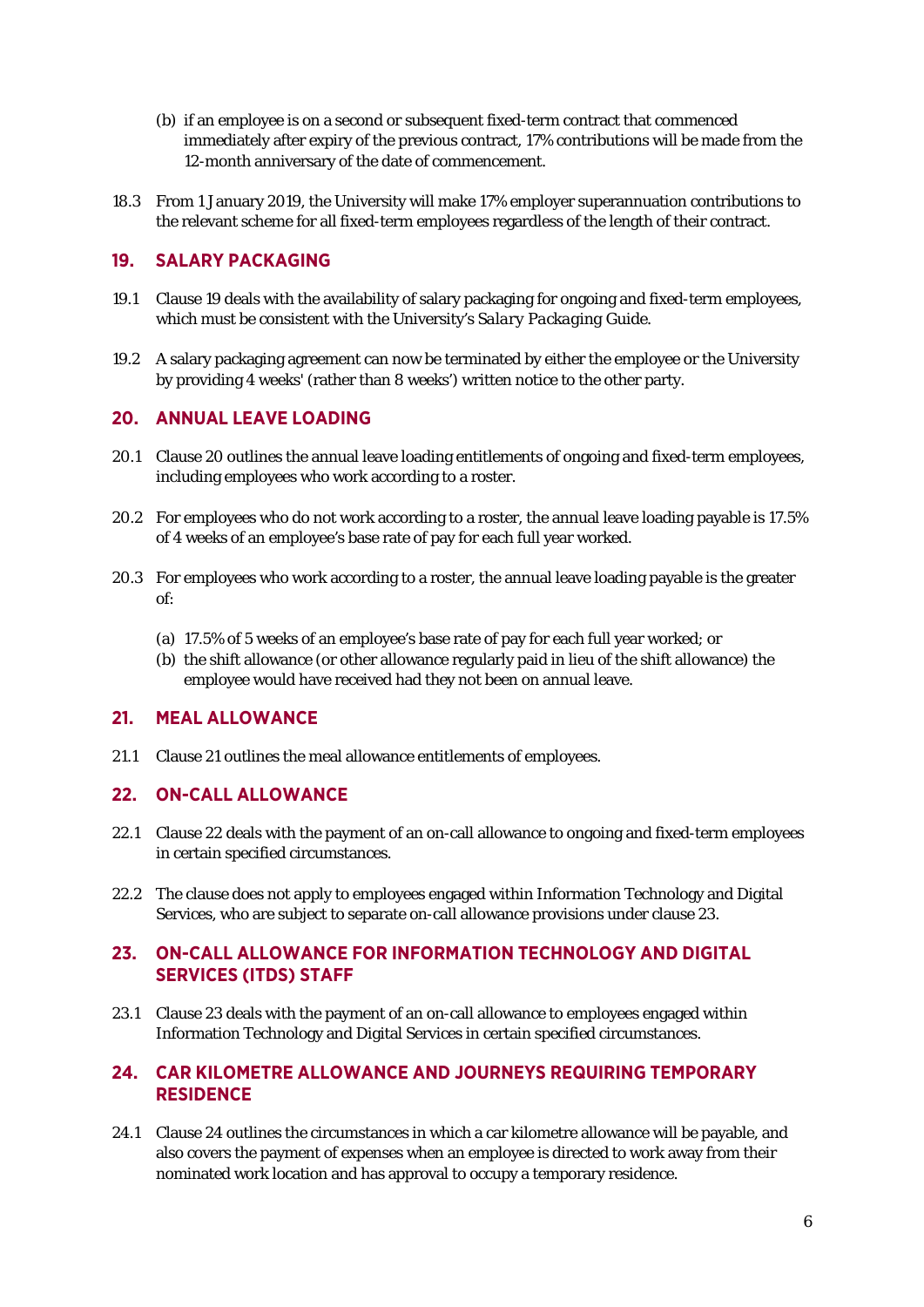(b) if an employee is on a second or subsequent fixed-term contract that commenced immediately after expiry of the previous contract, 17% contributions will be made from the 12-month anniversary of the date of commencement.

18.3 From 1 January 2019, the University will make 17% employer superannuation contributions to the relevant scheme for all fixed-term employees regardless of the length of their contract.

## 19. SALARY PACKAGING

19.1 Clause 19 deals with the availability of salary packaging for ongoing and fixed-term employees, which must be consistent with the University's *Salary Packaging* Guide.

19.2 A salary packaging agreement can now be terminated by either the employee or the University by providing 4 weeks' (rather than 8 weeks') written notice to the other party.

## 20. ANNUAL LEAVE LOADING

20.1 Clause 20 outlines the annual leave loading entitlements of ongoing and fixed-term employees, including employees who work according to a roster.

20.2 For employees who do not work according to a roster, the annual leave loading payable is 17.5% of 4 weeks of an employee's base rate of pay for each full year worked.

20.3 For employees who work according to a roster, the annual leave loading payable is the greater of:

(a) 17.5% of 5 weeks of an employee's base rate of pay for each full year worked; or
(b) the shift allowance (or other allowance regularly paid in lieu of the shift allowance) the employee would have received had they not been on annual leave.

## 21. MEAL ALLOWANCE

21.1 Clause 21 outlines the meal allowance entitlements of employees.

## 22. ON-CALL ALLOWANCE

22.1 Clause 22 deals with the payment of an on-call allowance to ongoing and fixed-term employees in certain specified circumstances.

22.2 The clause does not apply to employees engaged within Information Technology and Digital Services, who are subject to separate on-call allowance provisions under clause 23.

## 23. ON-CALL ALLOWANCE FOR INFORMATION TECHNOLOGY AND DIGITAL SERVICES (ITDS) STAFF

23.1 Clause 23 deals with the payment of an on-call allowance to employees engaged within Information Technology and Digital Services in certain specified circumstances.

## 24. CAR KILOMETRE ALLOWANCE AND JOURNEYS REQUIRING TEMPORARY RESIDENCE

24.1 Clause 24 outlines the circumstances in which a car kilometre allowance will be payable, and also covers the payment of expenses when an employee is directed to work away from their nominated work location and has approval to occupy a temporary residence.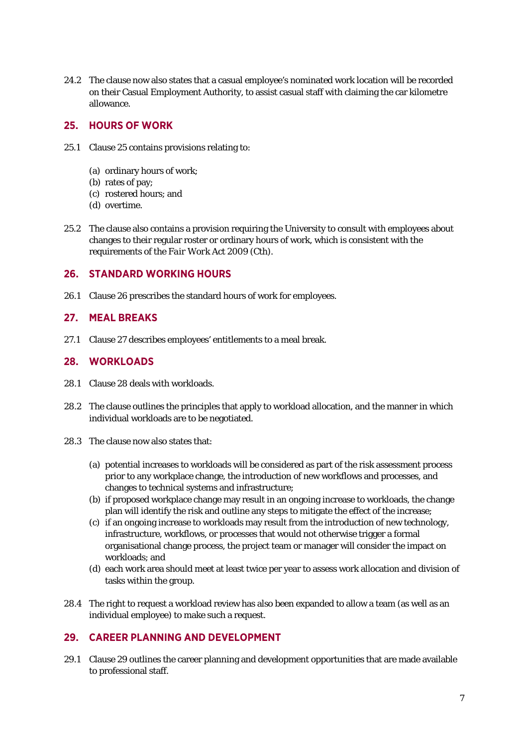24.2 The clause now also states that a casual employee's nominated work location will be recorded on their Casual Employment Authority, to assist casual staff with claiming the car kilometre allowance.

## 25. HOURS OF WORK

25.1 Clause 25 contains provisions relating to:

(a) ordinary hours of work;
(b) rates of pay;
(c) rostered hours; and
(d) overtime.

25.2 The clause also contains a provision requiring the University to consult with employees about changes to their regular roster or ordinary hours of work, which is consistent with the requirements of the *Fair Work Act 2009* (Cth).

## 26. STANDARD WORKING HOURS

26.1 Clause 26 prescribes the standard hours of work for employees.

## 27. MEAL BREAKS

27.1 Clause 27 describes employees' entitlements to a meal break.

## 28. WORKLOADS

28.1 Clause 28 deals with workloads.

28.2 The clause outlines the principles that apply to workload allocation, and the manner in which individual workloads are to be negotiated.

28.3 The clause now also states that:

(a) potential increases to workloads will be considered as part of the risk assessment process prior to any workplace change, the introduction of new workflows and processes, and changes to technical systems and infrastructure;
(b) if proposed workplace change may result in an ongoing increase to workloads, the change plan will identify the risk and outline any steps to mitigate the effect of the increase;
(c) if an ongoing increase to workloads may result from the introduction of new technology, infrastructure, workflows, or processes that would not otherwise trigger a formal organisational change process, the project team or manager will consider the impact on workloads; and
(d) each work area should meet at least twice per year to assess work allocation and division of tasks within the group.

28.4 The right to request a workload review has also been expanded to allow a team (as well as an individual employee) to make such a request.

## 29. CAREER PLANNING AND DEVELOPMENT

29.1 Clause 29 outlines the career planning and development opportunities that are made available to professional staff.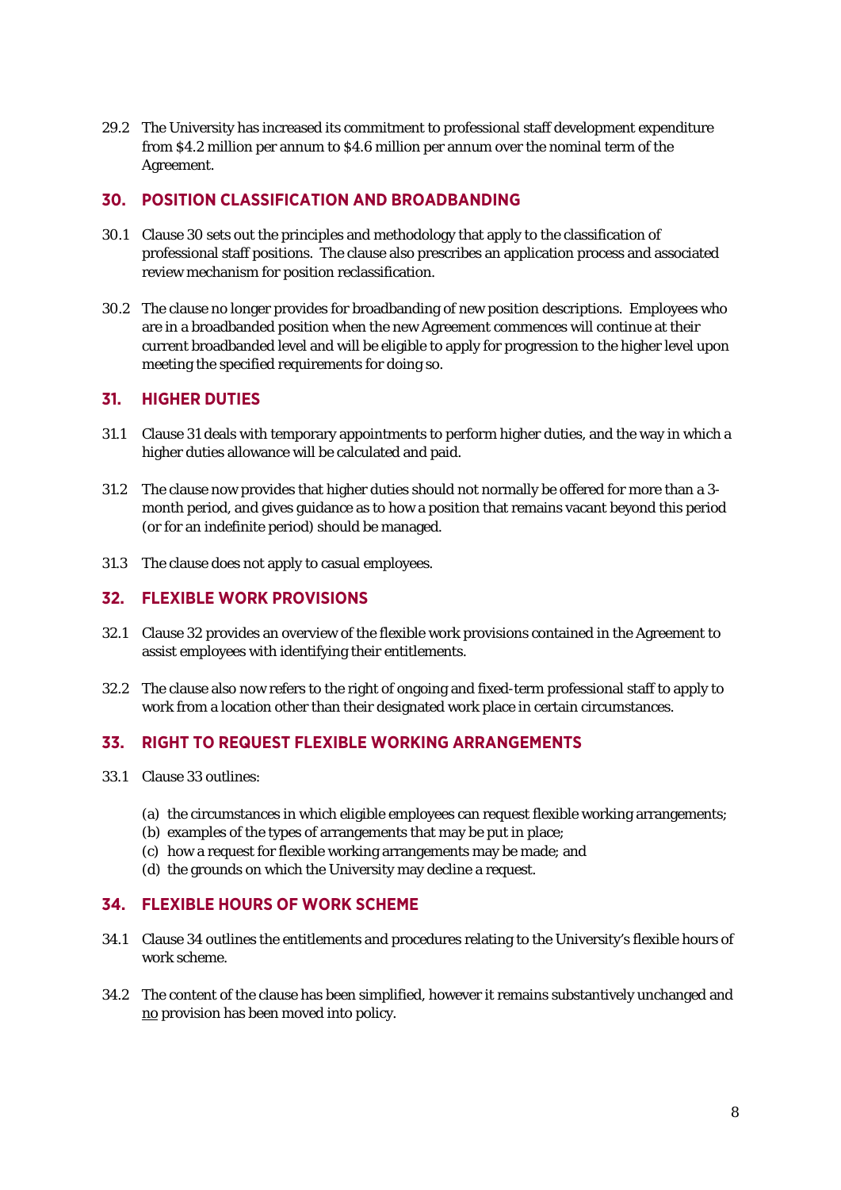29.2 The University has increased its commitment to professional staff development expenditure from $4.2 million per annum to $4.6 million per annum over the nominal term of the Agreement.

## 30. POSITION CLASSIFICATION AND BROADBANDING

30.1 Clause 30 sets out the principles and methodology that apply to the classification of professional staff positions. The clause also prescribes an application process and associated review mechanism for position reclassification.

30.2 The clause no longer provides for broadbanding of new position descriptions. Employees who are in a broadbanded position when the new Agreement commences will continue at their current broadbanded level and will be eligible to apply for progression to the higher level upon meeting the specified requirements for doing so.

## 31. HIGHER DUTIES

31.1 Clause 31 deals with temporary appointments to perform higher duties, and the way in which a higher duties allowance will be calculated and paid.

31.2 The clause now provides that higher duties should not normally be offered for more than a 3-month period, and gives guidance as to how a position that remains vacant beyond this period (or for an indefinite period) should be managed.

31.3 The clause does not apply to casual employees.

## 32. FLEXIBLE WORK PROVISIONS

32.1 Clause 32 provides an overview of the flexible work provisions contained in the Agreement to assist employees with identifying their entitlements.

32.2 The clause also now refers to the right of ongoing and fixed-term professional staff to apply to work from a location other than their designated work place in certain circumstances.

## 33. RIGHT TO REQUEST FLEXIBLE WORKING ARRANGEMENTS

33.1 Clause 33 outlines:

(a) the circumstances in which eligible employees can request flexible working arrangements;
(b) examples of the types of arrangements that may be put in place;
(c) how a request for flexible working arrangements may be made; and
(d) the grounds on which the University may decline a request.

## 34. FLEXIBLE HOURS OF WORK SCHEME

34.1 Clause 34 outlines the entitlements and procedures relating to the University's flexible hours of work scheme.

34.2 The content of the clause has been simplified, however it remains substantively unchanged and <u>no</u> provision has been moved into policy.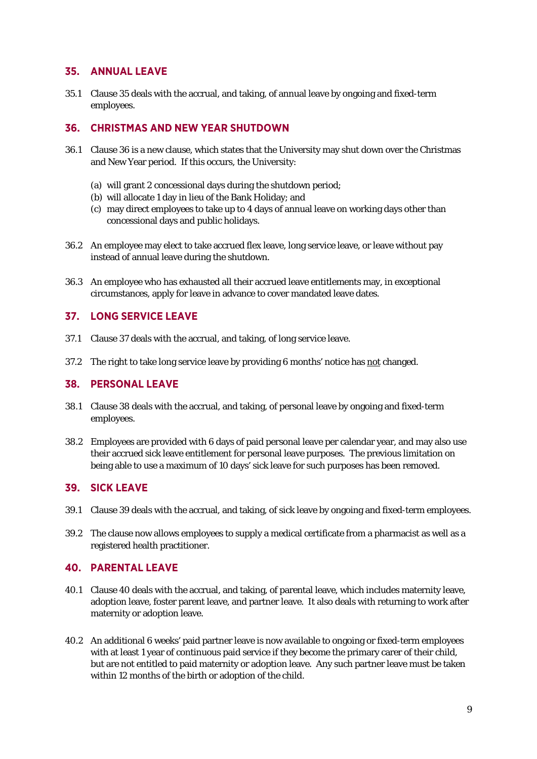## 35. ANNUAL LEAVE

35.1 Clause 35 deals with the accrual, and taking, of annual leave by ongoing and fixed-term employees.

## 36. CHRISTMAS AND NEW YEAR SHUTDOWN

36.1 Clause 36 is a new clause, which states that the University may shut down over the Christmas and New Year period. If this occurs, the University:

(a) will grant 2 concessional days during the shutdown period;
(b) will allocate 1 day in lieu of the Bank Holiday; and
(c) may direct employees to take up to 4 days of annual leave on working days other than concessional days and public holidays.

36.2 An employee may elect to take accrued flex leave, long service leave, or leave without pay instead of annual leave during the shutdown.

36.3 An employee who has exhausted all their accrued leave entitlements may, in exceptional circumstances, apply for leave in advance to cover mandated leave dates.

## 37. LONG SERVICE LEAVE

37.1 Clause 37 deals with the accrual, and taking, of long service leave.

37.2 The right to take long service leave by providing 6 months' notice has <u>not</u> changed.

## 38. PERSONAL LEAVE

38.1 Clause 38 deals with the accrual, and taking, of personal leave by ongoing and fixed-term employees.

38.2 Employees are provided with 6 days of paid personal leave per calendar year, and may also use their accrued sick leave entitlement for personal leave purposes. The previous limitation on being able to use a maximum of 10 days' sick leave for such purposes has been removed.

## 39. SICK LEAVE

39.1 Clause 39 deals with the accrual, and taking, of sick leave by ongoing and fixed-term employees.

39.2 The clause now allows employees to supply a medical certificate from a pharmacist as well as a registered health practitioner.

## 40. PARENTAL LEAVE

40.1 Clause 40 deals with the accrual, and taking, of parental leave, which includes maternity leave, adoption leave, foster parent leave, and partner leave. It also deals with returning to work after maternity or adoption leave.

40.2 An additional 6 weeks' paid partner leave is now available to ongoing or fixed-term employees with at least 1 year of continuous paid service if they become the primary carer of their child, but are not entitled to paid maternity or adoption leave. Any such partner leave must be taken within 12 months of the birth or adoption of the child.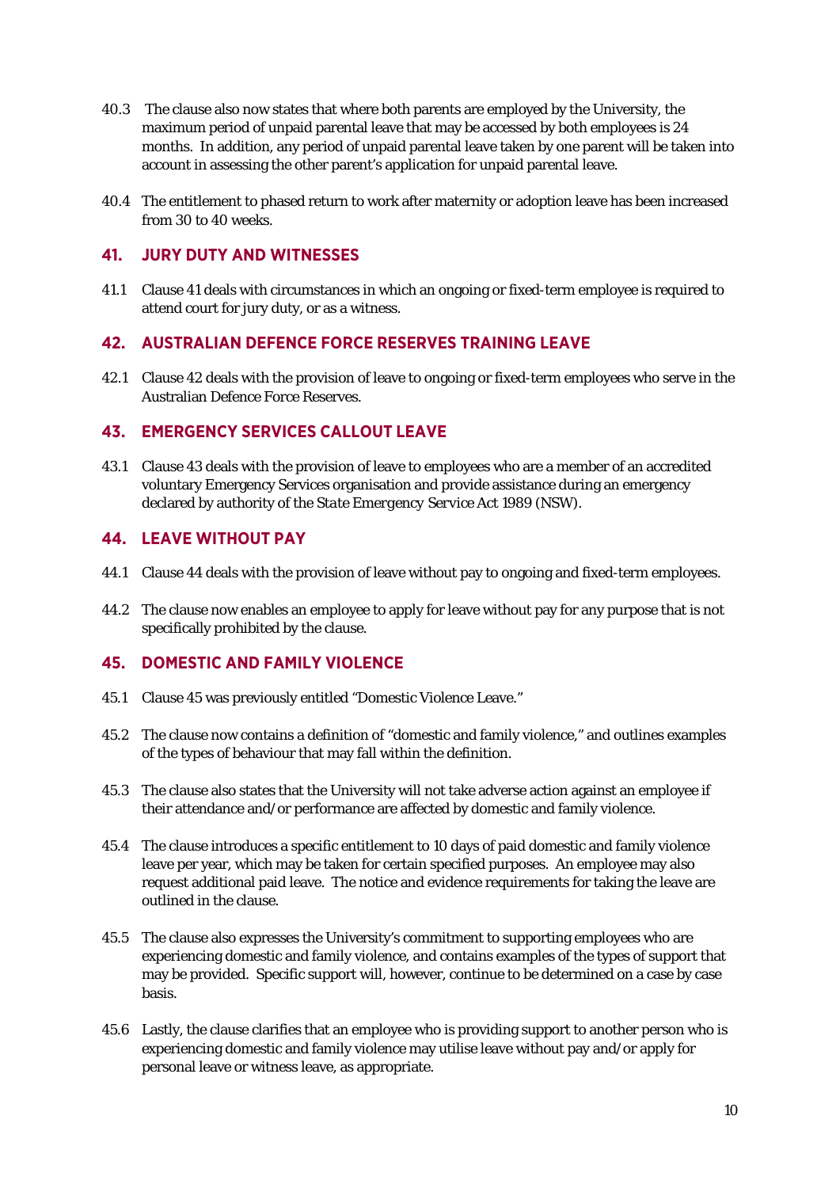40.3 The clause also now states that where both parents are employed by the University, the maximum period of unpaid parental leave that may be accessed by both employees is 24 months. In addition, any period of unpaid parental leave taken by one parent will be taken into account in assessing the other parent's application for unpaid parental leave.

40.4 The entitlement to phased return to work after maternity or adoption leave has been increased from 30 to 40 weeks.

## 41. JURY DUTY AND WITNESSES

41.1 Clause 41 deals with circumstances in which an ongoing or fixed-term employee is required to attend court for jury duty, or as a witness.

## 42. AUSTRALIAN DEFENCE FORCE RESERVES TRAINING LEAVE

42.1 Clause 42 deals with the provision of leave to ongoing or fixed-term employees who serve in the Australian Defence Force Reserves.

## 43. EMERGENCY SERVICES CALLOUT LEAVE

43.1 Clause 43 deals with the provision of leave to employees who are a member of an accredited voluntary Emergency Services organisation and provide assistance during an emergency declared by authority of the *State Emergency Service Act 1989* (NSW).

## 44. LEAVE WITHOUT PAY

44.1 Clause 44 deals with the provision of leave without pay to ongoing and fixed-term employees.

44.2 The clause now enables an employee to apply for leave without pay for any purpose that is not specifically prohibited by the clause.

## 45. DOMESTIC AND FAMILY VIOLENCE

45.1 Clause 45 was previously entitled "Domestic Violence Leave."

45.2 The clause now contains a definition of "domestic and family violence," and outlines examples of the types of behaviour that may fall within the definition.

45.3 The clause also states that the University will not take adverse action against an employee if their attendance and/or performance are affected by domestic and family violence.

45.4 The clause introduces a specific entitlement to 10 days of paid domestic and family violence leave per year, which may be taken for certain specified purposes. An employee may also request additional paid leave. The notice and evidence requirements for taking the leave are outlined in the clause.

45.5 The clause also expresses the University's commitment to supporting employees who are experiencing domestic and family violence, and contains examples of the types of support that may be provided. Specific support will, however, continue to be determined on a case by case basis.

45.6 Lastly, the clause clarifies that an employee who is providing support to another person who is experiencing domestic and family violence may utilise leave without pay and/or apply for personal leave or witness leave, as appropriate.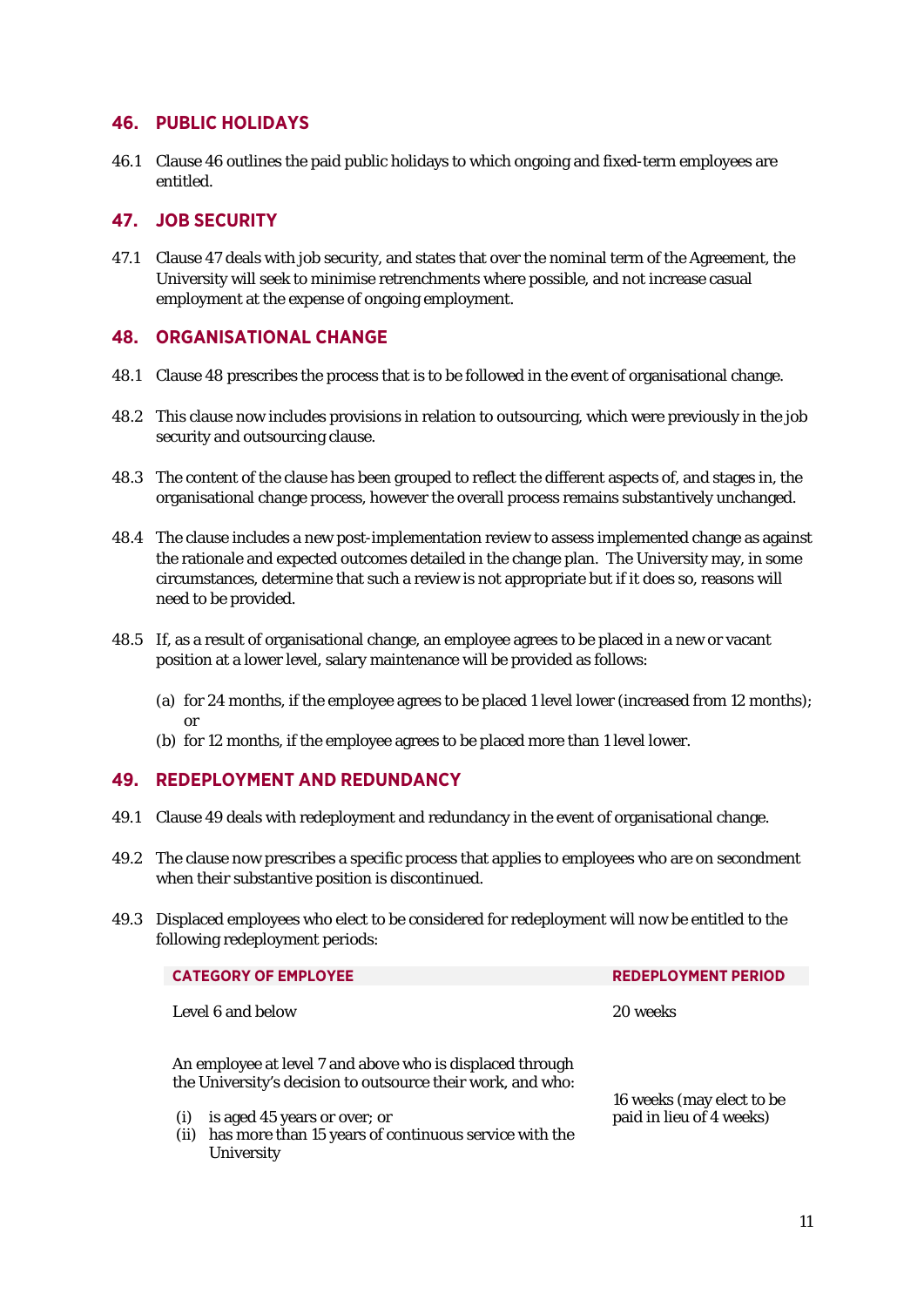## 46. PUBLIC HOLIDAYS

46.1 Clause 46 outlines the paid public holidays to which ongoing and fixed-term employees are entitled.

## 47. JOB SECURITY

47.1 Clause 47 deals with job security, and states that over the nominal term of the Agreement, the University will seek to minimise retrenchments where possible, and not increase casual employment at the expense of ongoing employment.

## 48. ORGANISATIONAL CHANGE

48.1 Clause 48 prescribes the process that is to be followed in the event of organisational change.

48.2 This clause now includes provisions in relation to outsourcing, which were previously in the job security and outsourcing clause.

48.3 The content of the clause has been grouped to reflect the different aspects of, and stages in, the organisational change process, however the overall process remains substantively unchanged.

48.4 The clause includes a new post-implementation review to assess implemented change as against the rationale and expected outcomes detailed in the change plan. The University may, in some circumstances, determine that such a review is not appropriate but if it does so, reasons will need to be provided.

48.5 If, as a result of organisational change, an employee agrees to be placed in a new or vacant position at a lower level, salary maintenance will be provided as follows:

(a) for 24 months, if the employee agrees to be placed 1 level lower (increased from 12 months); or
(b) for 12 months, if the employee agrees to be placed more than 1 level lower.

## 49. REDEPLOYMENT AND REDUNDANCY

49.1 Clause 49 deals with redeployment and redundancy in the event of organisational change.

49.2 The clause now prescribes a specific process that applies to employees who are on secondment when their substantive position is discontinued.

49.3 Displaced employees who elect to be considered for redeployment will now be entitled to the following redeployment periods:

| CATEGORY OF EMPLOYEE | REDEPLOYMENT PERIOD |
|---|---|
| Level 6 and below | 20 weeks |
| An employee at level 7 and above who is displaced through the University's decision to outsource their work, and who:<br>(i) is aged 45 years or over; or<br>(ii) has more than 15 years of continuous service with the University | 16 weeks (may elect to be paid in lieu of 4 weeks) |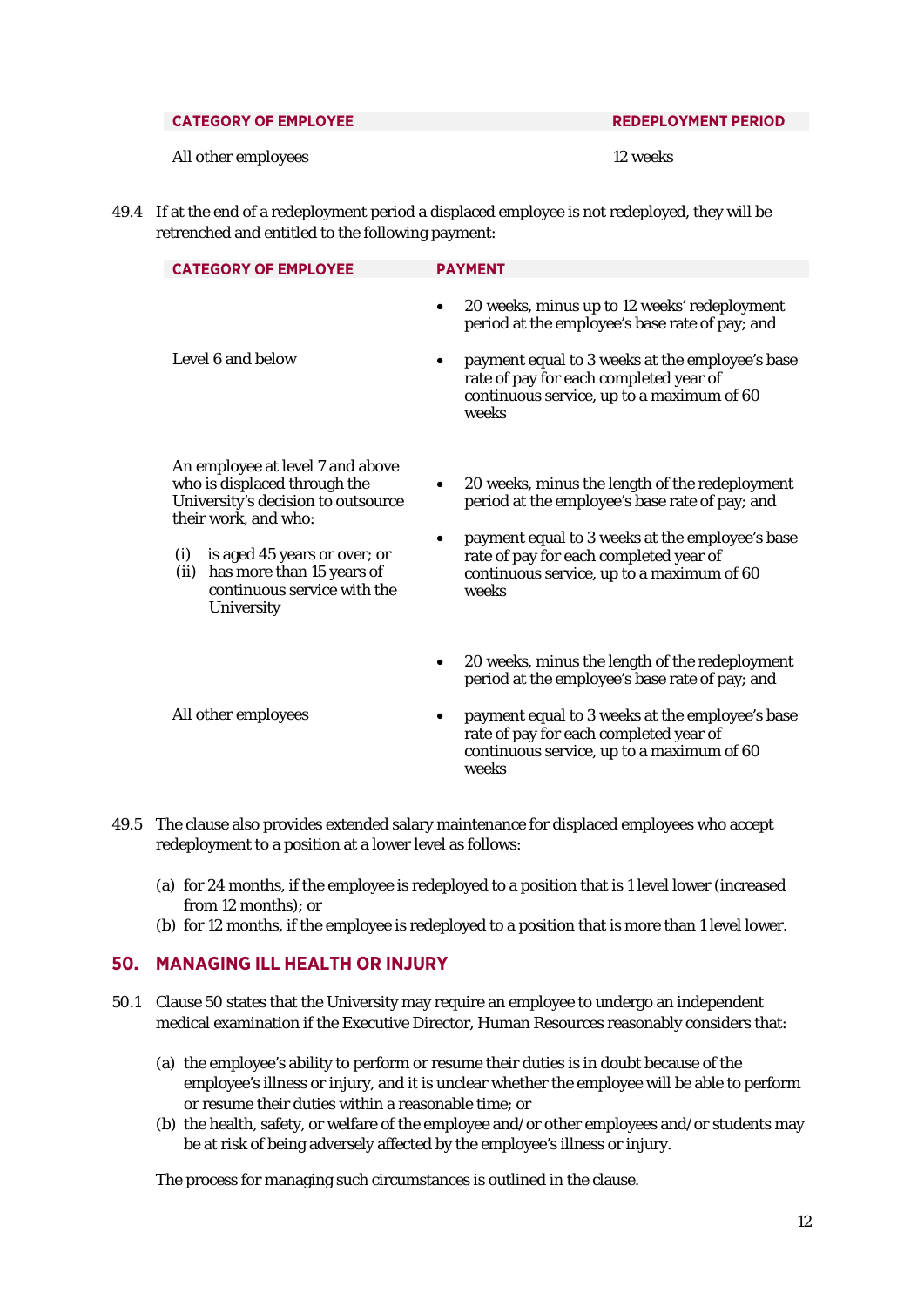| CATEGORY OF EMPLOYEE | REDEPLOYMENT PERIOD |
| --- | --- |
| All other employees | 12 weeks |

49.4 If at the end of a redeployment period a displaced employee is not redeployed, they will be retrenched and entitled to the following payment:

| CATEGORY OF EMPLOYEE | PAYMENT |
| --- | --- |
| Level 6 and below | • 20 weeks, minus up to 12 weeks' redeployment period at the employee's base rate of pay; and<br>• payment equal to 3 weeks at the employee's base rate of pay for each completed year of continuous service, up to a maximum of 60 weeks |
| An employee at level 7 and above who is displaced through the University's decision to outsource their work, and who:<br>(i) is aged 45 years or over; or<br>(ii) has more than 15 years of continuous service with the University | • 20 weeks, minus the length of the redeployment period at the employee's base rate of pay; and<br>• payment equal to 3 weeks at the employee's base rate of pay for each completed year of continuous service, up to a maximum of 60 weeks |
| All other employees | • 20 weeks, minus the length of the redeployment period at the employee's base rate of pay; and<br>• payment equal to 3 weeks at the employee's base rate of pay for each completed year of continuous service, up to a maximum of 60 weeks |

49.5 The clause also provides extended salary maintenance for displaced employees who accept redeployment to a position at a lower level as follows:

(a) for 24 months, if the employee is redeployed to a position that is 1 level lower (increased from 12 months); or
(b) for 12 months, if the employee is redeployed to a position that is more than 1 level lower.

## 50. MANAGING ILL HEALTH OR INJURY

50.1 Clause 50 states that the University may require an employee to undergo an independent medical examination if the Executive Director, Human Resources reasonably considers that:

(a) the employee's ability to perform or resume their duties is in doubt because of the employee's illness or injury, and it is unclear whether the employee will be able to perform or resume their duties within a reasonable time; or
(b) the health, safety, or welfare of the employee and/or other employees and/or students may be at risk of being adversely affected by the employee's illness or injury.

The process for managing such circumstances is outlined in the clause.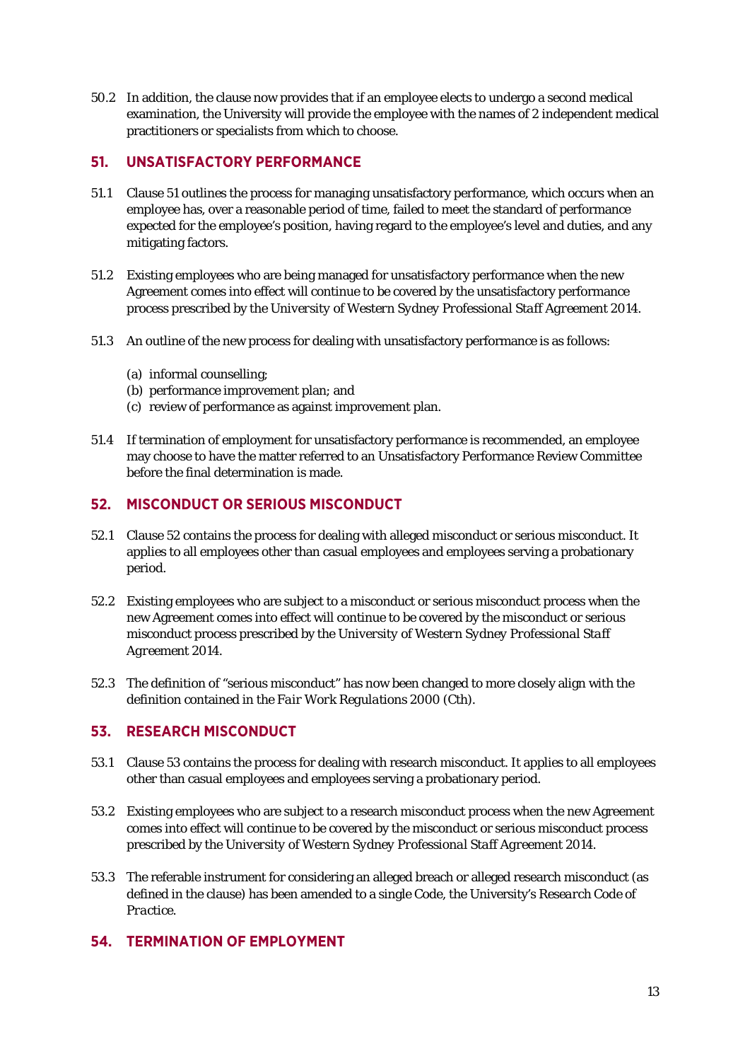50.2 In addition, the clause now provides that if an employee elects to undergo a second medical examination, the University will provide the employee with the names of 2 independent medical practitioners or specialists from which to choose.

## 51. UNSATISFACTORY PERFORMANCE

51.1 Clause 51 outlines the process for managing unsatisfactory performance, which occurs when an employee has, over a reasonable period of time, failed to meet the standard of performance expected for the employee's position, having regard to the employee's level and duties, and any mitigating factors.

51.2 Existing employees who are being managed for unsatisfactory performance when the new Agreement comes into effect will continue to be covered by the unsatisfactory performance process prescribed by the *University of Western Sydney Professional Staff Agreement 2014*.

51.3 An outline of the new process for dealing with unsatisfactory performance is as follows:

(a) informal counselling;
(b) performance improvement plan; and
(c) review of performance as against improvement plan.

51.4 If termination of employment for unsatisfactory performance is recommended, an employee may choose to have the matter referred to an Unsatisfactory Performance Review Committee before the final determination is made.

## 52. MISCONDUCT OR SERIOUS MISCONDUCT

52.1 Clause 52 contains the process for dealing with alleged misconduct or serious misconduct. It applies to all employees other than casual employees and employees serving a probationary period.

52.2 Existing employees who are subject to a misconduct or serious misconduct process when the new Agreement comes into effect will continue to be covered by the misconduct or serious misconduct process prescribed by the *University of Western Sydney Professional Staff Agreement 2014*.

52.3 The definition of "serious misconduct" has now been changed to more closely align with the definition contained in the *Fair Work Regulations 2000* (Cth).

## 53. RESEARCH MISCONDUCT

53.1 Clause 53 contains the process for dealing with research misconduct. It applies to all employees other than casual employees and employees serving a probationary period.

53.2 Existing employees who are subject to a research misconduct process when the new Agreement comes into effect will continue to be covered by the misconduct or serious misconduct process prescribed by the *University of Western Sydney Professional Staff Agreement 2014*.

53.3 The referable instrument for considering an alleged breach or alleged research misconduct (as defined in the clause) has been amended to a single Code, the University's *Research Code of Practice*.

## 54. TERMINATION OF EMPLOYMENT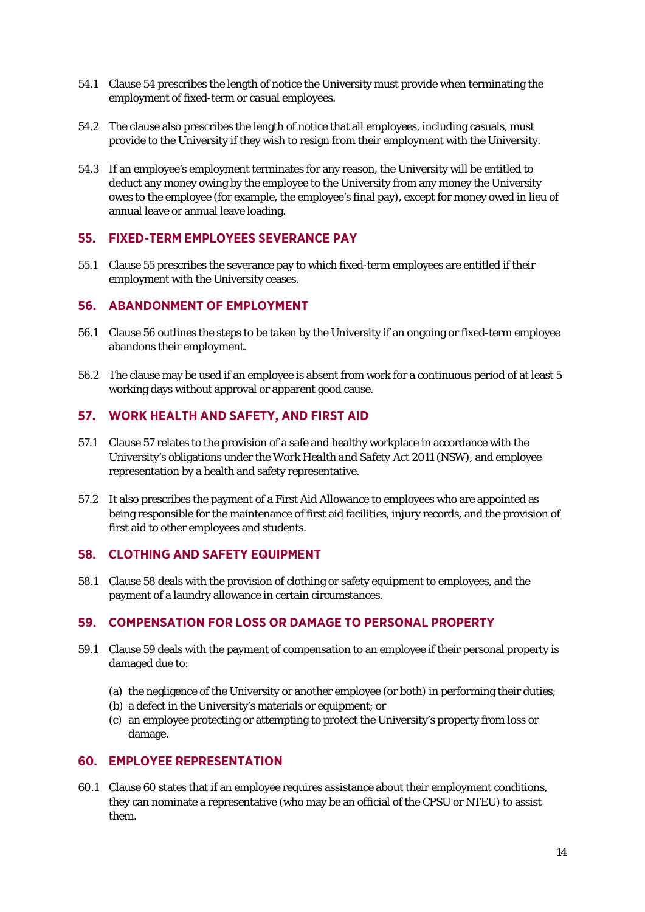54.1 Clause 54 prescribes the length of notice the University must provide when terminating the employment of fixed-term or casual employees.

54.2 The clause also prescribes the length of notice that all employees, including casuals, must provide to the University if they wish to resign from their employment with the University.

54.3 If an employee's employment terminates for any reason, the University will be entitled to deduct any money owing by the employee to the University from any money the University owes to the employee (for example, the employee's final pay), except for money owed in lieu of annual leave or annual leave loading.

## 55. FIXED-TERM EMPLOYEES SEVERANCE PAY

55.1 Clause 55 prescribes the severance pay to which fixed-term employees are entitled if their employment with the University ceases.

## 56. ABANDONMENT OF EMPLOYMENT

56.1 Clause 56 outlines the steps to be taken by the University if an ongoing or fixed-term employee abandons their employment.

56.2 The clause may be used if an employee is absent from work for a continuous period of at least 5 working days without approval or apparent good cause.

## 57. WORK HEALTH AND SAFETY, AND FIRST AID

57.1 Clause 57 relates to the provision of a safe and healthy workplace in accordance with the University's obligations under the *Work Health and Safety Act 2011* (NSW), and employee representation by a health and safety representative.

57.2 It also prescribes the payment of a First Aid Allowance to employees who are appointed as being responsible for the maintenance of first aid facilities, injury records, and the provision of first aid to other employees and students.

## 58. CLOTHING AND SAFETY EQUIPMENT

58.1 Clause 58 deals with the provision of clothing or safety equipment to employees, and the payment of a laundry allowance in certain circumstances.

## 59. COMPENSATION FOR LOSS OR DAMAGE TO PERSONAL PROPERTY

59.1 Clause 59 deals with the payment of compensation to an employee if their personal property is damaged due to:

(a) the negligence of the University or another employee (or both) in performing their duties;
(b) a defect in the University's materials or equipment; or
(c) an employee protecting or attempting to protect the University's property from loss or damage.

## 60. EMPLOYEE REPRESENTATION

60.1 Clause 60 states that if an employee requires assistance about their employment conditions, they can nominate a representative (who may be an official of the CPSU or NTEU) to assist them.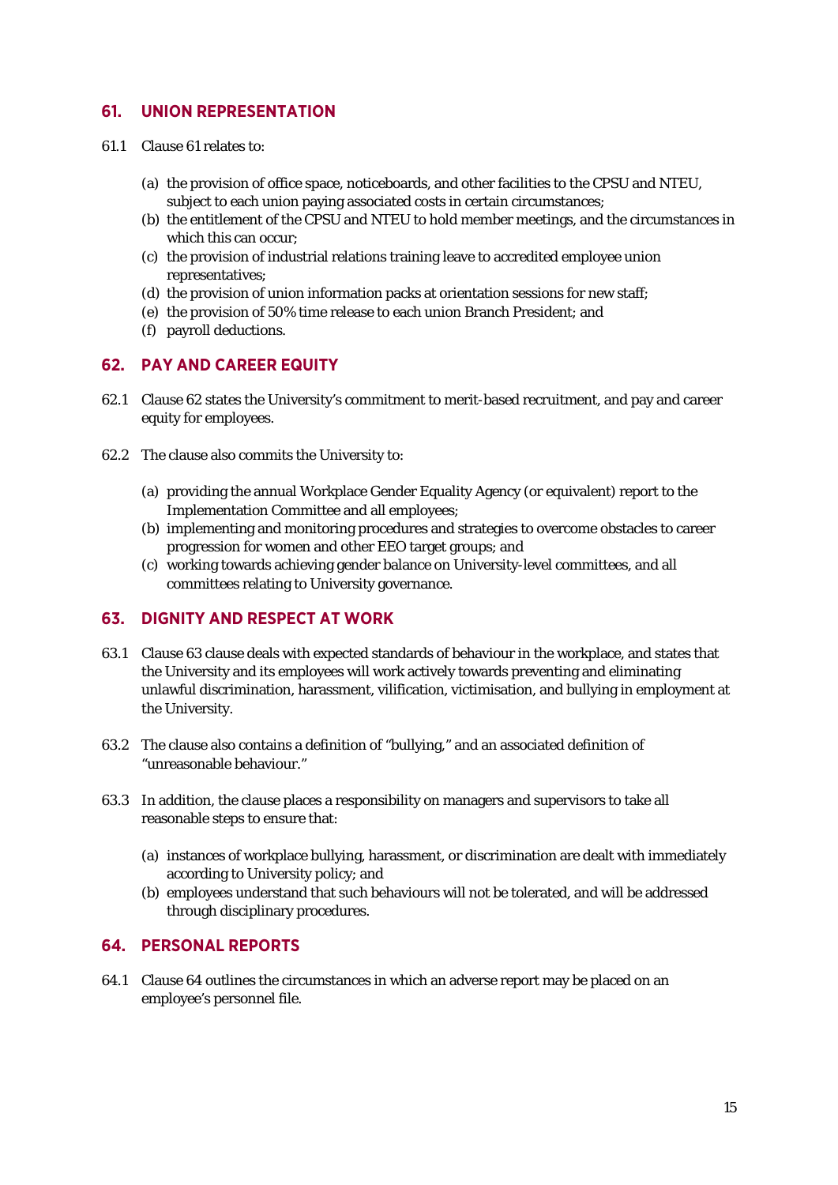## 61. UNION REPRESENTATION

61.1 Clause 61 relates to:

(a) the provision of office space, noticeboards, and other facilities to the CPSU and NTEU, subject to each union paying associated costs in certain circumstances;
(b) the entitlement of the CPSU and NTEU to hold member meetings, and the circumstances in which this can occur;
(c) the provision of industrial relations training leave to accredited employee union representatives;
(d) the provision of union information packs at orientation sessions for new staff;
(e) the provision of 50% time release to each union Branch President; and
(f) payroll deductions.

## 62. PAY AND CAREER EQUITY

62.1 Clause 62 states the University's commitment to merit-based recruitment, and pay and career equity for employees.

62.2 The clause also commits the University to:

(a) providing the annual Workplace Gender Equality Agency (or equivalent) report to the Implementation Committee and all employees;
(b) implementing and monitoring procedures and strategies to overcome obstacles to career progression for women and other EEO target groups; and
(c) working towards achieving gender balance on University-level committees, and all committees relating to University governance.

## 63. DIGNITY AND RESPECT AT WORK

63.1 Clause 63 clause deals with expected standards of behaviour in the workplace, and states that the University and its employees will work actively towards preventing and eliminating unlawful discrimination, harassment, vilification, victimisation, and bullying in employment at the University.

63.2 The clause also contains a definition of "bullying," and an associated definition of "unreasonable behaviour."

63.3 In addition, the clause places a responsibility on managers and supervisors to take all reasonable steps to ensure that:

(a) instances of workplace bullying, harassment, or discrimination are dealt with immediately according to University policy; and
(b) employees understand that such behaviours will not be tolerated, and will be addressed through disciplinary procedures.

## 64. PERSONAL REPORTS

64.1 Clause 64 outlines the circumstances in which an adverse report may be placed on an employee's personnel file.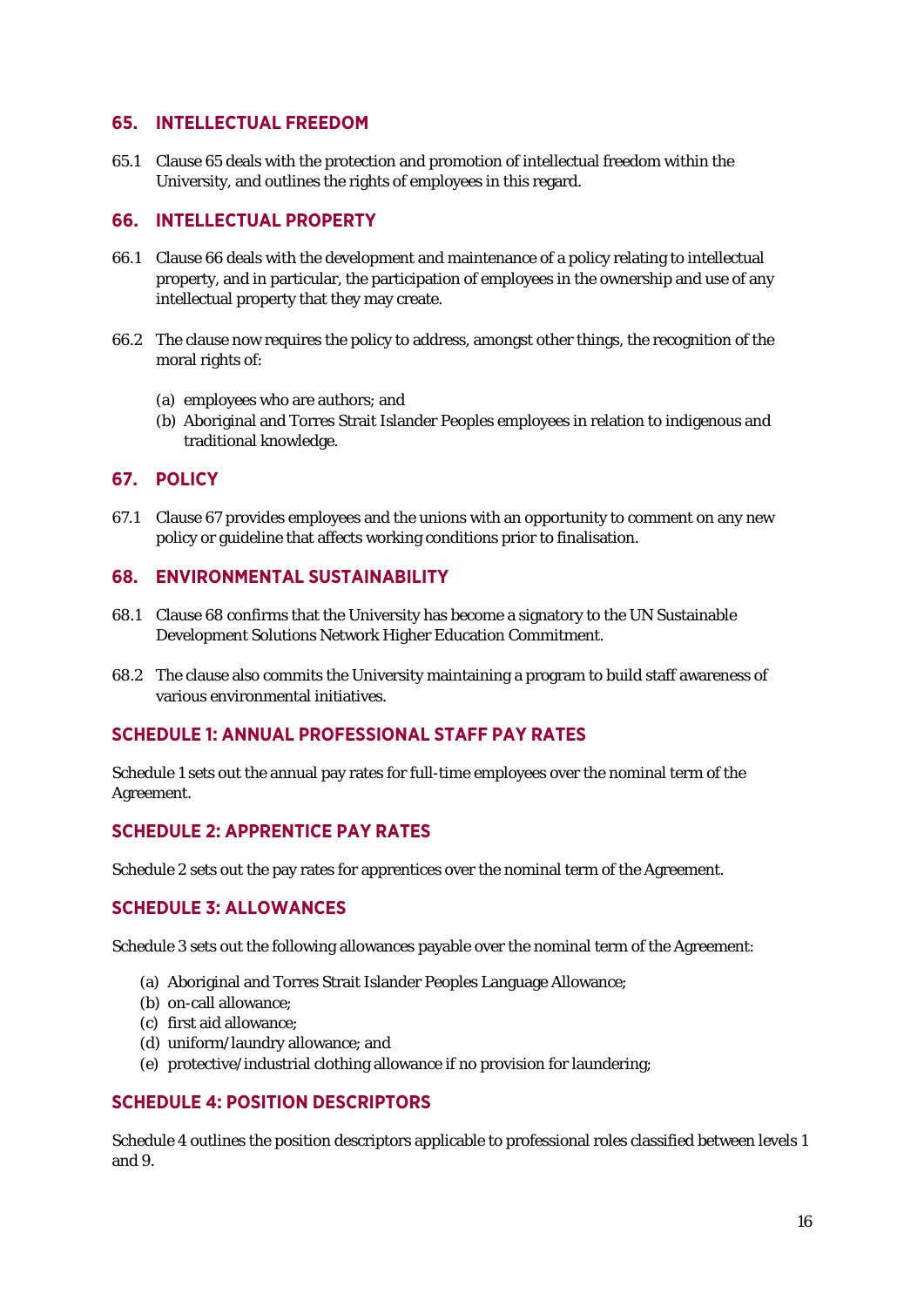## 65. INTELLECTUAL FREEDOM

65.1 Clause 65 deals with the protection and promotion of intellectual freedom within the University, and outlines the rights of employees in this regard.

## 66. INTELLECTUAL PROPERTY

66.1 Clause 66 deals with the development and maintenance of a policy relating to intellectual property, and in particular, the participation of employees in the ownership and use of any intellectual property that they may create.

66.2 The clause now requires the policy to address, amongst other things, the recognition of the moral rights of:

(a) employees who are authors; and
(b) Aboriginal and Torres Strait Islander Peoples employees in relation to indigenous and traditional knowledge.

## 67. POLICY

67.1 Clause 67 provides employees and the unions with an opportunity to comment on any new policy or guideline that affects working conditions prior to finalisation.

## 68. ENVIRONMENTAL SUSTAINABILITY

68.1 Clause 68 confirms that the University has become a signatory to the UN Sustainable Development Solutions Network Higher Education Commitment.

68.2 The clause also commits the University maintaining a program to build staff awareness of various environmental initiatives.

## SCHEDULE 1: ANNUAL PROFESSIONAL STAFF PAY RATES

Schedule 1 sets out the annual pay rates for full-time employees over the nominal term of the Agreement.

## SCHEDULE 2: APPRENTICE PAY RATES

Schedule 2 sets out the pay rates for apprentices over the nominal term of the Agreement.

## SCHEDULE 3: ALLOWANCES

Schedule 3 sets out the following allowances payable over the nominal term of the Agreement:

(a) Aboriginal and Torres Strait Islander Peoples Language Allowance;
(b) on-call allowance;
(c) first aid allowance;
(d) uniform/laundry allowance; and
(e) protective/industrial clothing allowance if no provision for laundering;

## SCHEDULE 4: POSITION DESCRIPTORS

Schedule 4 outlines the position descriptors applicable to professional roles classified between levels 1 and 9.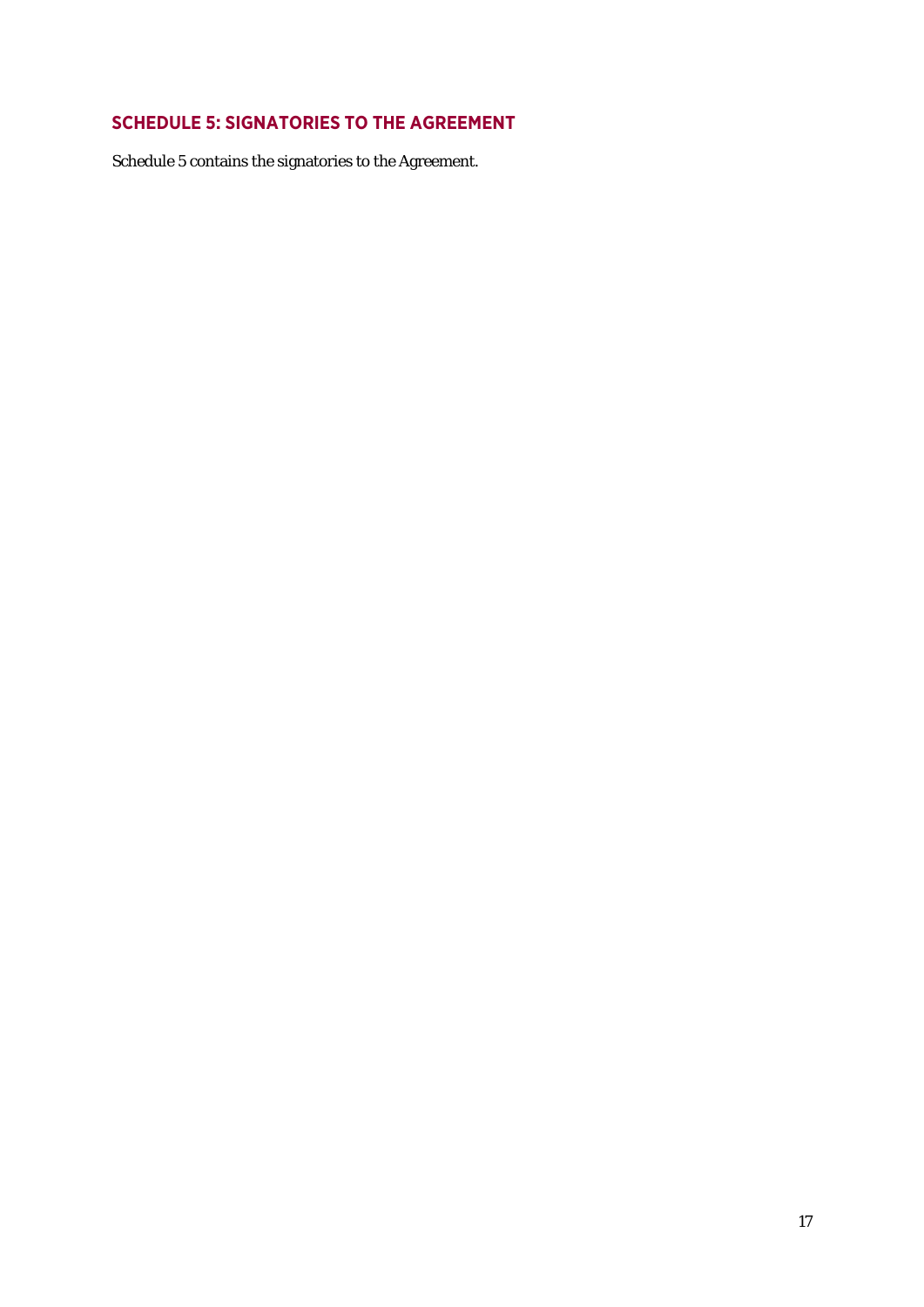## SCHEDULE 5: SIGNATORIES TO THE AGREEMENT

Schedule 5 contains the signatories to the Agreement.